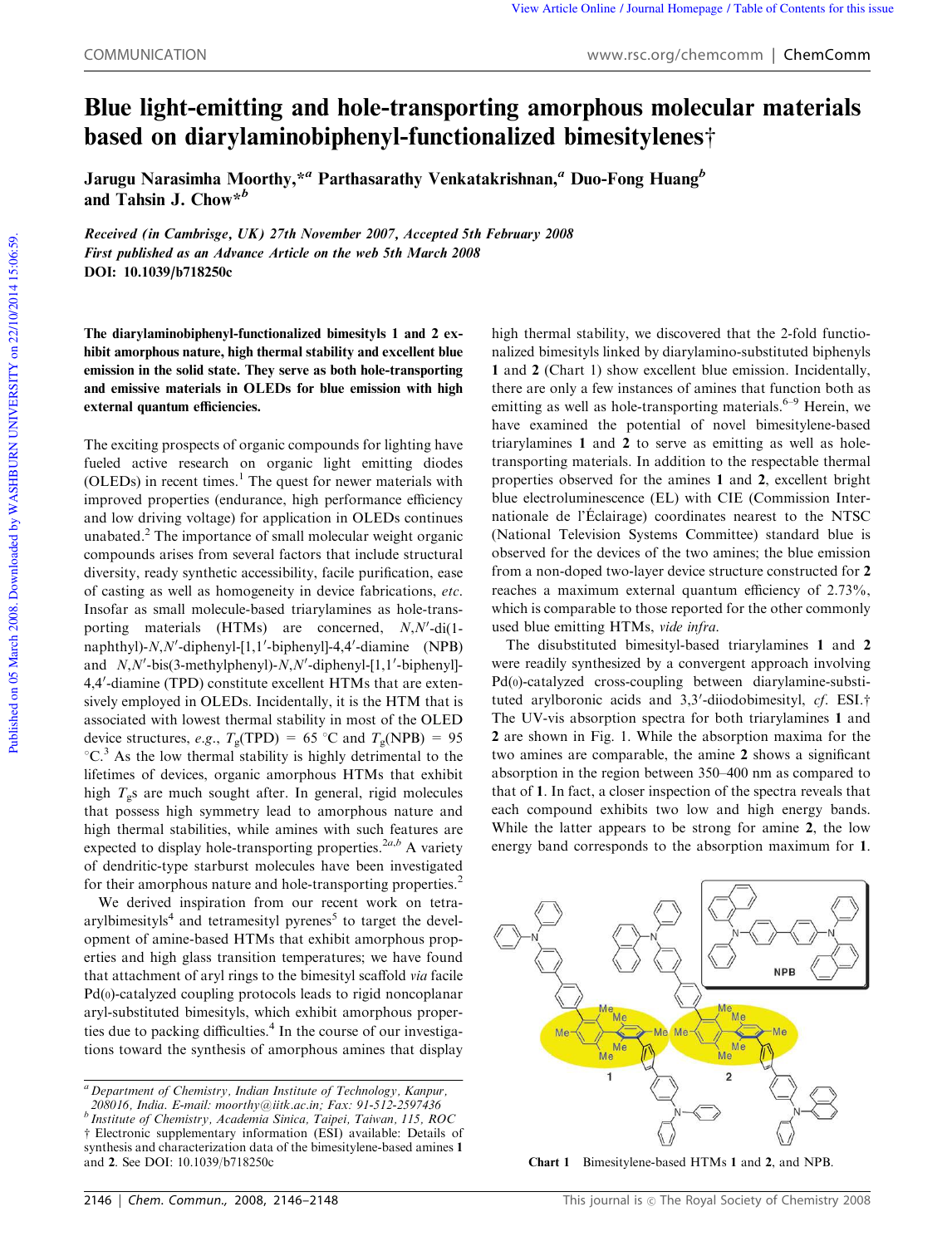# Blue light-emitting and hole-transporting amorphous molecular materials based on diarylaminobiphenyl-functionalized bimesitylenes†

Jarugu Narasimha Moorthy,*[a] Parthasarathy Venkatakrishnan,[a] Duo-Fong Huang[b] and Tahsin J. Chow*[b]

*Received (in Cambrisge, UK) 27th November 2007, Accepted 5th February 2008*
*First published as an Advance Article on the web 5th March 2008*
**DOI: 10.1039/b718250c**

**The diarylaminobiphenyl-functionalized bimesityls 1 and 2 exhibit amorphous nature, high thermal stability and excellent blue emission in the solid state. They serve as both hole-transporting and emissive materials in OLEDs for blue emission with high external quantum efficiencies.**

The exciting prospects of organic compounds for lighting have fueled active research on organic light emitting diodes (OLEDs) in recent times.[1] The quest for newer materials with improved properties (endurance, high performance efficiency and low driving voltage) for application in OLEDs continues unabated.[2] The importance of small molecular weight organic compounds arises from several factors that include structural diversity, ready synthetic accessibility, facile purification, ease of casting as well as homogeneity in device fabrications, *etc.* Insofar as small molecule-based triarylamines as hole-transporting materials (HTMs) are concerned, *N*,*N*′-di(1-naphthyl)-*N*,*N*′-diphenyl-[1,1′-biphenyl]-4,4′-diamine (NPB) and *N*,*N*′-bis(3-methylphenyl)-*N*,*N*′-diphenyl-[1,1′-biphenyl]-4,4′-diamine (TPD) constitute excellent HTMs that are extensively employed in OLEDs. Incidentally, it is the HTM that is associated with lowest thermal stability in most of the OLED device structures, *e.g.*, $T_g$(TPD) = 65 °C and $T_g$(NPB) = 95 °C.[3] As the low thermal stability is highly detrimental to the lifetimes of devices, organic amorphous HTMs that exhibit high $T_g$s are much sought after. In general, rigid molecules that possess high symmetry lead to amorphous nature and high thermal stabilities, while amines with such features are expected to display hole-transporting properties.[2a,b] A variety of dendritic-type starburst molecules have been investigated for their amorphous nature and hole-transporting properties.[2]

We derived inspiration from our recent work on tetraarylbimesityls[4] and tetramesityl pyrenes[5] to target the development of amine-based HTMs that exhibit amorphous properties and high glass transition temperatures; we have found that attachment of aryl rings to the bimesityl scaffold *via* facile Pd(0)-catalyzed coupling protocols leads to rigid noncoplanar aryl-substituted bimesityls, which exhibit amorphous properties due to packing difficulties.[4] In the course of our investigations toward the synthesis of amorphous amines that display high thermal stability, we discovered that the 2-fold functionalized bimesityls linked by diarylamino-substituted biphenyls 1 and 2 (Chart 1) show excellent blue emission. Incidentally, there are only a few instances of amines that function both as emitting as well as hole-transporting materials.[6–9] Herein, we have examined the potential of novel bimesitylene-based triarylamines 1 and 2 to serve as emitting as well as hole-transporting materials. In addition to the respectable thermal properties observed for the amines 1 and 2, excellent bright blue electroluminescence (EL) with CIE (Commission Internationale de l'Éclairage) coordinates nearest to the NTSC (National Television Systems Committee) standard blue is observed for the devices of the two amines; the blue emission from a non-doped two-layer device structure constructed for 2 reaches a maximum external quantum efficiency of 2.73%, which is comparable to those reported for the other commonly used blue emitting HTMs, *vide infra*.

The disubstituted bimesityl-based triarylamines 1 and 2 were readily synthesized by a convergent approach involving Pd(0)-catalyzed cross-coupling between diarylamine-substituted arylboronic acids and 3,3′-diiodobimesityl, *cf.* ESI.† The UV-vis absorption spectra for both triarylamines 1 and 2 are shown in Fig. 1. While the absorption maxima for the two amines are comparable, the amine 2 shows a significant absorption in the region between 350–400 nm as compared to that of 1. In fact, a closer inspection of the spectra reveals that each compound exhibits two low and high energy bands. While the latter appears to be strong for amine 2, the low energy band corresponds to the absorption maximum for 1.

NPB
1
2

**Chart 1** Bimesitylene-based HTMs 1 and 2, and NPB.

[a] Department of Chemistry, Indian Institute of Technology, Kanpur, 208016, India. E-mail: moorthy@iitk.ac.in; Fax: 91-512-2597436
[b] Institute of Chemistry, Academia Sinica, Taipei, Taiwan, 115, ROC
† Electronic supplementary information (ESI) available: Details of synthesis and characterization data of the bimesitylene-based amines 1 and 2. See DOI: 10.1039/b718250c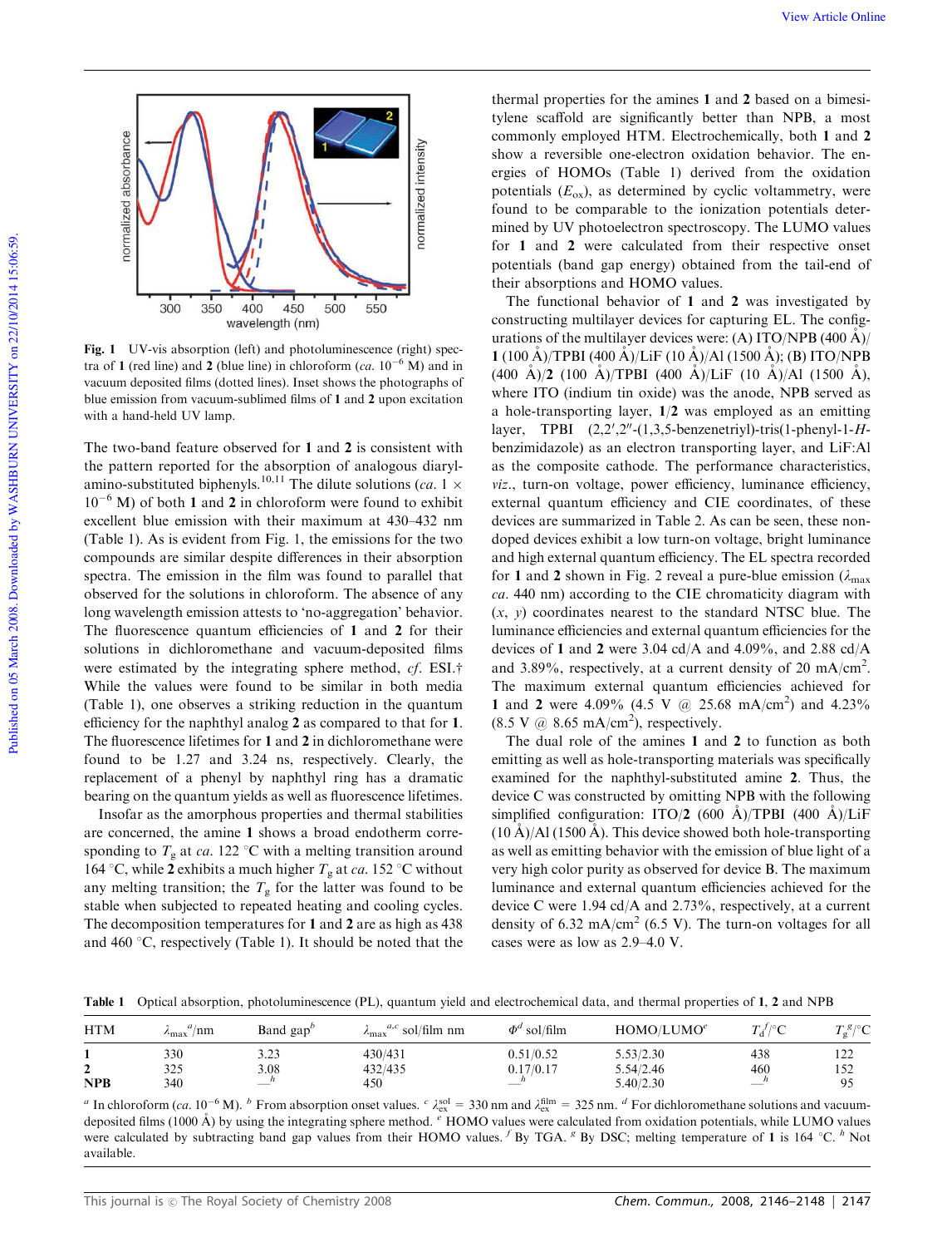normalized absorbance

normalized intensity

300 350 400 450 500 550

wavelength (nm)

1 2

**Fig. 1** UV-vis absorption (left) and photoluminescence (right) spectra of **1** (red line) and **2** (blue line) in chloroform (*ca.* $10^{-6}$ M) and in vacuum deposited films (dotted lines). Inset shows the photographs of blue emission from vacuum-sublimed films of **1** and **2** upon excitation with a hand-held UV lamp.

The two-band feature observed for **1** and **2** is consistent with the pattern reported for the absorption of analogous diarylamino-substituted biphenyls.[10,11] The dilute solutions (*ca.* $1 \times 10^{-6}$ M) of both **1** and **2** in chloroform were found to exhibit excellent blue emission with their maximum at 430–432 nm (Table 1). As is evident from Fig. 1, the emissions for the two compounds are similar despite differences in their absorption spectra. The emission in the film was found to parallel that observed for the solutions in chloroform. The absence of any long wavelength emission attests to 'no-aggregation' behavior. The fluorescence quantum efficiencies of **1** and **2** for their solutions in dichloromethane and vacuum-deposited films were estimated by the integrating sphere method, *cf.* ESI.† While the values were found to be similar in both media (Table 1), one observes a striking reduction in the quantum efficiency for the naphthyl analog **2** as compared to that for **1**. The fluorescence lifetimes for **1** and **2** in dichloromethane were found to be 1.27 and 3.24 ns, respectively. Clearly, the replacement of a phenyl by naphthyl ring has a dramatic bearing on the quantum yields as well as fluorescence lifetimes.

Insofar as the amorphous properties and thermal stabilities are concerned, the amine **1** shows a broad endotherm corresponding to $T_g$ at *ca.* 122 °C with a melting transition around 164 °C, while **2** exhibits a much higher $T_g$ at *ca.* 152 °C without any melting transition; the $T_g$ for the latter was found to be stable when subjected to repeated heating and cooling cycles. The decomposition temperatures for **1** and **2** are as high as 438 and 460 °C, respectively (Table 1). It should be noted that the thermal properties for the amines **1** and **2** based on a bimesitylene scaffold are significantly better than NPB, a most commonly employed HTM. Electrochemically, both **1** and **2** show a reversible one-electron oxidation behavior. The energies of HOMOs (Table 1) derived from the oxidation potentials ($E_{ox}$), as determined by cyclic voltammetry, were found to be comparable to the ionization potentials determined by UV photoelectron spectroscopy. The LUMO values for **1** and **2** were calculated from their respective onset potentials (band gap energy) obtained from the tail-end of their absorptions and HOMO values.

The functional behavior of **1** and **2** was investigated by constructing multilayer devices for capturing EL. The configurations of the multilayer devices were: (A) ITO/NPB (400 Å)/**1** (100 Å)/TPBI (400 Å)/LiF (10 Å)/Al (1500 Å); (B) ITO/NPB (400 Å)/**2** (100 Å)/TPBI (400 Å)/LiF (10 Å)/Al (1500 Å), where ITO (indium tin oxide) was the anode, NPB served as a hole-transporting layer, **1**/**2** was employed as an emitting layer, TPBI (2,2′,2″-(1,3,5-benzenetriyl)-tris(1-phenyl-1-*H*-benzimidazole) as an electron transporting layer, and LiF:Al as the composite cathode. The performance characteristics, *viz.*, turn-on voltage, power efficiency, luminance efficiency, external quantum efficiency and CIE coordinates, of these devices are summarized in Table 2. As can be seen, these non-doped devices exhibit a low turn-on voltage, bright luminance and high external quantum efficiency. The EL spectra recorded for **1** and **2** shown in Fig. 2 reveal a pure-blue emission ($\lambda_{max}$ *ca.* 440 nm) according to the CIE chromaticity diagram with ($x$, $y$) coordinates nearest to the standard NTSC blue. The luminance efficiencies and external quantum efficiencies for the devices of **1** and **2** were 3.04 cd/A and 4.09%, and 2.88 cd/A and 3.89%, respectively, at a current density of 20 mA/cm$^2$. The maximum external quantum efficiencies achieved for **1** and **2** were 4.09% (4.5 V @ 25.68 mA/cm$^2$) and 4.23% (8.5 V @ 8.65 mA/cm$^2$), respectively.

The dual role of the amines **1** and **2** to function as both emitting as well as hole-transporting materials was specifically examined for the naphthyl-substituted amine **2**. Thus, the device C was constructed by omitting NPB with the following simplified configuration: ITO/**2** (600 Å)/TPBI (400 Å)/LiF (10 Å)/Al (1500 Å). This device showed both hole-transporting as well as emitting behavior with the emission of blue light of a very high color purity as observed for device B. The maximum luminance and external quantum efficiencies achieved for the device C were 1.94 cd/A and 2.73%, respectively, at a current density of 6.32 mA/cm$^2$ (6.5 V). The turn-on voltages for all cases were as low as 2.9–4.0 V.

**Table 1** Optical absorption, photoluminescence (PL), quantum yield and electrochemical data, and thermal properties of **1**, **2** and NPB

| HTM | $\lambda_{max}{}^{a}$/nm | Band gap[b] | $\lambda_{max}{}^{a,c}$ sol/film nm | $\Phi^{d}$ sol/film | HOMO/LUMO[e] | $T_d{}^{f}$/°C | $T_g{}^{g}$/°C |
|---|---|---|---|---|---|---|---|
| **1** | 330 | 3.23 | 430/431 | 0.51/0.52 | 5.53/2.30 | 438 | 122 |
| **2** | 325 | 3.08 | 432/435 | 0.17/0.17 | 5.54/2.46 | 460 | 152 |
| **NPB** | 340 | —[h] | 450 | —[h] | 5.40/2.30 | —[h] | 95 |

[a] In chloroform (*ca.* $10^{-6}$ M). [b] From absorption onset values. [c] $\lambda_{ex}^{sol}$ = 330 nm and $\lambda_{ex}^{film}$ = 325 nm. [d] For dichloromethane solutions and vacuum-deposited films (1000 Å) by using the integrating sphere method. [e] HOMO values were calculated from oxidation potentials, while LUMO values were calculated by subtracting band gap values from their HOMO values. [f] By TGA. [g] By DSC; melting temperature of **1** is 164 °C. [h] Not available.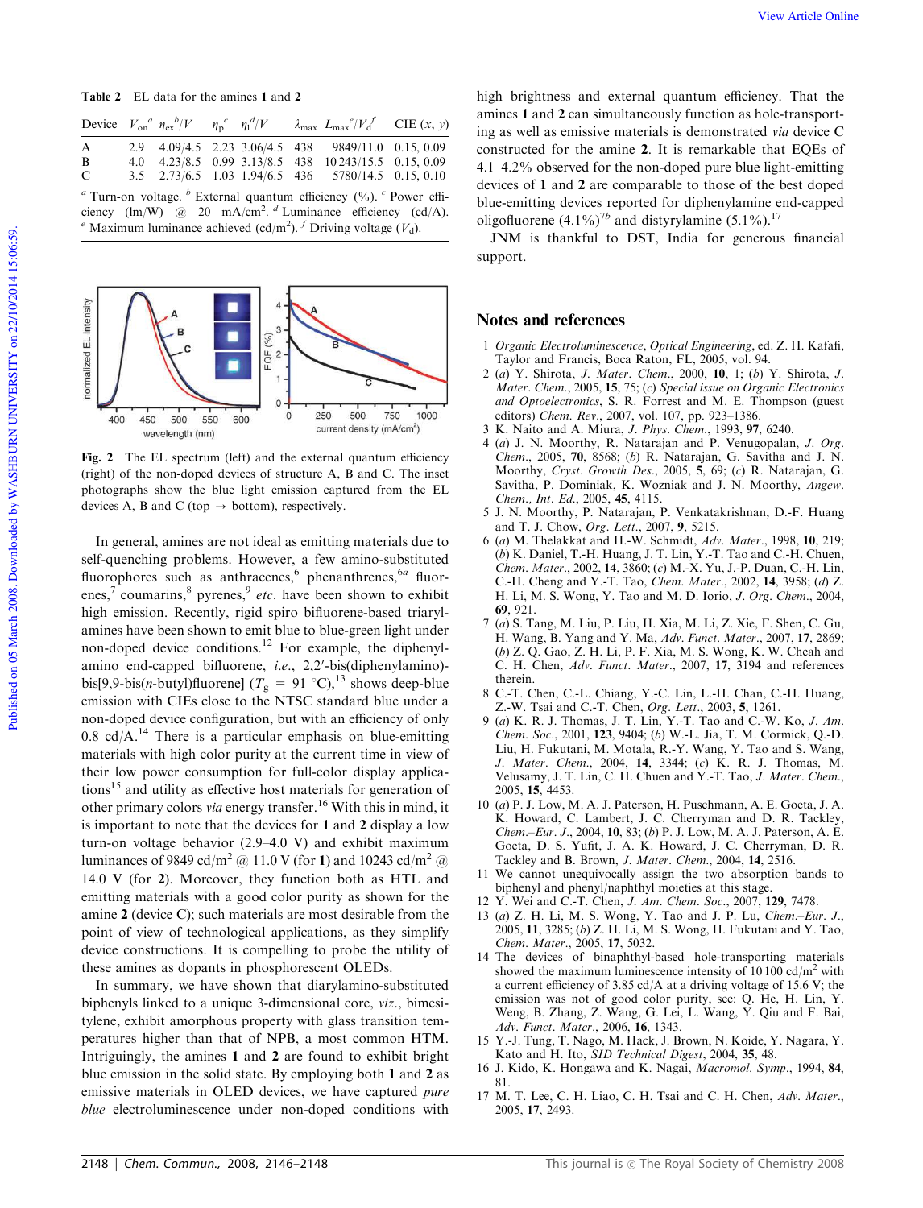**Table 2** EL data for the amines **1** and **2**

| Device | $V_{on}$[a] | $\eta_{ex}$[b]/V | $\eta_p$[c] | $\eta_l$[d]/V | $\lambda_{max}$ | $L_{max}$[e]/$V_d$[f] | CIE (x, y) |
|---|---|---|---|---|---|---|---|
| A | 2.9 | 4.09/4.5 | 2.23 | 3.06/4.5 | 438 | 9849/11.0 | 0.15, 0.09 |
| B | 4.0 | 4.23/8.5 | 0.99 | 3.13/8.5 | 438 | 10 243/15.5 | 0.15, 0.09 |
| C | 3.5 | 2.73/6.5 | 1.03 | 1.94/6.5 | 436 | 5780/14.5 | 0.15, 0.10 |

[a] Turn-on voltage. [b] External quantum efficiency (%). [c] Power efficiency (lm/W) @ 20 mA/cm$^2$. [d] Luminance efficiency (cd/A). [e] Maximum luminance achieved (cd/m$^2$). [f] Driving voltage ($V_d$).

normalized EL intensity
A
B
C
400 450 500 550 600
wavelength (nm)

EQE (%)
0 1 2 3 4
A
B
C
0 250 500 750 1000
current density (mA/cm$^2$)

**Fig. 2** The EL spectrum (left) and the external quantum efficiency (right) of the non-doped devices of structure A, B and C. The inset photographs show the blue light emission captured from the EL devices A, B and C (top → bottom), respectively.

In general, amines are not ideal as emitting materials due to self-quenching problems. However, a few amino-substituted fluorophores such as anthracenes,[6] phenanthrenes,[6a] fluorenes,[7] coumarins,[8] pyrenes,[9] *etc.* have been shown to exhibit high emission. Recently, rigid spiro bifluorene-based triarylamines have been shown to emit blue to blue-green light under non-doped device conditions.[12] For example, the diphenylamino end-capped bifluorene, *i.e.*, 2,2′-bis(diphenylamino)-bis[9,9-bis(*n*-butyl)fluorene] ($T_g$ = 91 °C),[13] shows deep-blue emission with CIEs close to the NTSC standard blue under a non-doped device configuration, but with an efficiency of only 0.8 cd/A.[14] There is a particular emphasis on blue-emitting materials with high color purity at the current time in view of their low power consumption for full-color display applications[15] and utility as effective host materials for generation of other primary colors *via* energy transfer.[16] With this in mind, it is important to note that the devices for **1** and **2** display a low turn-on voltage behavior (2.9–4.0 V) and exhibit maximum luminances of 9849 cd/m$^2$ @ 11.0 V (for **1**) and 10243 cd/m$^2$ @ 14.0 V (for **2**). Moreover, they function both as HTL and emitting materials with a good color purity as shown for the amine **2** (device C); such materials are most desirable from the point of view of technological applications, as they simplify device constructions. It is compelling to probe the utility of these amines as dopants in phosphorescent OLEDs.

In summary, we have shown that diarylamino-substituted biphenyls linked to a unique 3-dimensional core, *viz*., bimesitylene, exhibit amorphous property with glass transition temperatures higher than that of NPB, a most common HTM. Intriguingly, the amines **1** and **2** are found to exhibit bright blue emission in the solid state. By employing both **1** and **2** as emissive materials in OLED devices, we have captured *pure blue* electroluminescence under non-doped conditions with high brightness and external quantum efficiency. That the amines **1** and **2** can simultaneously function as hole-transporting as well as emissive materials is demonstrated *via* device C constructed for the amine **2**. It is remarkable that EQEs of 4.1–4.2% observed for the non-doped pure blue light-emitting devices of **1** and **2** are comparable to those of the best doped blue-emitting devices reported for diphenylamine end-capped oligofluorene (4.1%)[7b] and distyrylamine (5.1%).[17]

JNM is thankful to DST, India for generous financial support.

## Notes and references

1 *Organic Electroluminescence*, *Optical Engineering*, ed. Z. H. Kafafi, Taylor and Francis, Boca Raton, FL, 2005, vol. 94.
2 (*a*) Y. Shirota, *J. Mater. Chem.*, 2000, **10**, 1; (*b*) Y. Shirota, *J. Mater. Chem.*, 2005, **15**, 75; (*c*) *Special issue on Organic Electronics and Optoelectronics*, S. R. Forrest and M. E. Thompson (guest editors) *Chem. Rev.*, 2007, vol. 107, pp. 923–1386.
3 K. Naito and A. Miura, *J. Phys. Chem.*, 1993, **97**, 6240.
4 (*a*) J. N. Moorthy, R. Natarajan and P. Venugopalan, *J. Org. Chem.*, 2005, **70**, 8568; (*b*) R. Natarajan, G. Savitha and J. N. Moorthy, *Cryst. Growth Des.*, 2005, **5**, 69; (*c*) R. Natarajan, G. Savitha, P. Dominiak, K. Wozniak and J. N. Moorthy, *Angew. Chem., Int. Ed.*, 2005, **45**, 4115.
5 J. N. Moorthy, P. Natarajan, P. Venkatakrishnan, D.-F. Huang and T. J. Chow, *Org. Lett.*, 2007, **9**, 5215.
6 (*a*) M. Thelakkat and H.-W. Schmidt, *Adv. Mater.*, 1998, **10**, 219; (*b*) K. Daniel, T.-H. Huang, J. T. Lin, Y.-T. Tao and C.-H. Chuen, *Chem. Mater.*, 2002, **14**, 3860; (*c*) M.-X. Yu, J.-P. Duan, C.-H. Lin, C.-H. Cheng and Y.-T. Tao, *Chem. Mater.*, 2002, **14**, 3958; (*d*) Z. H. Li, M. S. Wong, Y. Tao and M. D. Iorio, *J. Org. Chem.*, 2004, **69**, 921.
7 (*a*) S. Tang, M. Liu, P. Liu, H. Xia, M. Li, Z. Xie, F. Shen, C. Gu, H. Wang, B. Yang and Y. Ma, *Adv. Funct. Mater.*, 2007, **17**, 2869; (*b*) Z. Q. Gao, Z. H. Li, P. F. Xia, M. S. Wong, K. W. Cheah and C. H. Chen, *Adv. Funct. Mater.*, 2007, **17**, 3194 and references therein.
8 C.-T. Chen, C.-L. Chiang, Y.-C. Lin, L.-H. Chan, C.-H. Huang, Z.-W. Tsai and C.-T. Chen, *Org. Lett.*, 2003, **5**, 1261.
9 (*a*) K. R. J. Thomas, J. T. Lin, Y.-T. Tao and C.-W. Ko, *J. Am. Chem. Soc.*, 2001, **123**, 9404; (*b*) W.-L. Jia, T. M. Cormick, Q.-D. Liu, H. Fukutani, M. Motala, R.-Y. Wang, Y. Tao and S. Wang, *J. Mater. Chem.*, 2004, **14**, 3344; (*c*) K. R. J. Thomas, M. Velusamy, J. T. Lin, C. H. Chuen and Y.-T. Tao, *J. Mater. Chem.*, 2005, **15**, 4453.
10 (*a*) P. J. Low, M. A. J. Paterson, H. Puschmann, A. E. Goeta, J. A. K. Howard, C. Lambert, J. C. Cherryman and D. R. Tackley, *Chem.–Eur. J.*, 2004, **10**, 83; (*b*) P. J. Low, M. A. J. Paterson, A. E. Goeta, D. S. Yufit, J. A. K. Howard, J. C. Cherryman, D. R. Tackley and B. Brown, *J. Mater. Chem.*, 2004, **14**, 2516.
11 We cannot unequivocally assign the two absorption bands to biphenyl and phenyl/naphthyl moieties at this stage.
12 Y. Wei and C.-T. Chen, *J. Am. Chem. Soc.*, 2007, **129**, 7478.
13 (*a*) Z. H. Li, M. S. Wong, Y. Tao and J. P. Lu, *Chem.–Eur. J.*, 2005, **11**, 3285; (*b*) Z. H. Li, M. S. Wong, H. Fukutani and Y. Tao, *Chem. Mater.*, 2005, **17**, 5032.
14 The devices of binaphthyl-based hole-transporting materials showed the maximum luminescence intensity of 10 100 cd/m$^2$ with a current efficiency of 3.85 cd/A at a driving voltage of 15.6 V; the emission was not of good color purity, see: Q. He, H. Lin, Y. Weng, B. Zhang, Z. Wang, G. Lei, L. Wang, Y. Qiu and F. Bai, *Adv. Funct. Mater.*, 2006, **16**, 1343.
15 Y.-J. Tung, T. Nago, M. Hack, J. Brown, N. Koide, Y. Nagara, Y. Kato and H. Ito, *SID Technical Digest*, 2004, **35**, 48.
16 J. Kido, K. Hongawa and K. Nagai, *Macromol. Symp.*, 1994, **84**, 81.
17 M. T. Lee, C. H. Liao, C. H. Tsai and C. H. Chen, *Adv. Mater.*, 2005, **17**, 2493.